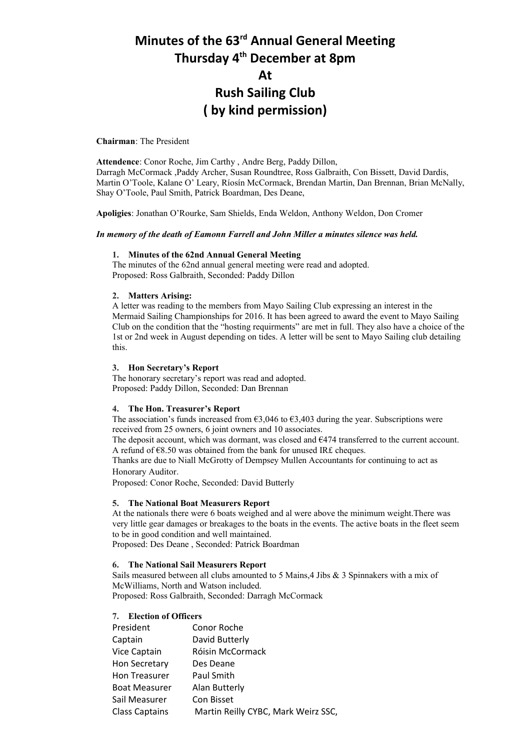# Minutes of the 63rd Annual General Meeting
# Thursday 4th December at 8pm
# At
# Rush Sailing Club
# ( by kind permission)

**Chairman**: The President

**Attendence**: Conor Roche, Jim Carthy , Andre Berg, Paddy Dillon,
Darragh McCormack ,Paddy Archer, Susan Roundtree, Ross Galbraith, Con Bissett, David Dardis, Martin O'Toole, Kalane O' Leary, Ríosín McCormack, Brendan Martin, Dan Brennan, Brian McNally, Shay O'Toole, Paul Smith, Patrick Boardman, Des Deane,

**Apoligies**: Jonathan O'Rourke, Sam Shields, Enda Weldon, Anthony Weldon, Don Cromer

***In memory of the death of Eamonn Farrell and John Miller a minutes silence was held.***

1. **Minutes of the 62nd Annual General Meeting**
   The minutes of the 62nd annual general meeting were read and adopted.
   Proposed: Ross Galbraith, Seconded: Paddy Dillon

2. **Matters Arising:**
   A letter was reading to the members from Mayo Sailing Club expressing an interest in the Mermaid Sailing Championships for 2016. It has been agreed to award the event to Mayo Sailing Club on the condition that the "hosting requirments" are met in full. They also have a choice of the 1st or 2nd week in August depending on tides. A letter will be sent to Mayo Sailing club detailing this.

3. **Hon Secretary's Report**
   The honorary secretary's report was read and adopted.
   Proposed: Paddy Dillon, Seconded: Dan Brennan

4. **The Hon. Treasurer's Report**
   The association's funds increased from €3,046 to €3,403 during the year. Subscriptions were received from 25 owners, 6 joint owners and 10 associates.
   The deposit account, which was dormant, was closed and €474 transferred to the current account. A refund of €8.50 was obtained from the bank for unused IR£ cheques.
   Thanks are due to Niall McGrotty of Dempsey Mullen Accountants for continuing to act as Honorary Auditor.
   Proposed: Conor Roche, Seconded: David Butterly

5. **The National Boat Measurers Report**
   At the nationals there were 6 boats weighed and al were above the minimum weight.There was very little gear damages or breakages to the boats in the events. The active boats in the fleet seem to be in good condition and well maintained.
   Proposed: Des Deane , Seconded: Patrick Boardman

6. **The National Sail Measurers Report**
   Sails measured between all clubs amounted to 5 Mains,4 Jibs & 3 Spinnakers with a mix of McWilliams, North and Watson included.
   Proposed: Ross Galbraith, Seconded: Darragh McCormack

7. **Election of Officers**

| | |
|---|---|
| President | Conor Roche |
| Captain | David Butterly |
| Vice Captain | Róisin McCormack |
| Hon Secretary | Des Deane |
| Hon Treasurer | Paul Smith |
| Boat Measurer | Alan Butterly |
| Sail Measurer | Con Bisset |
| Class Captains | Martin Reilly CYBC, Mark Weirz SSC, |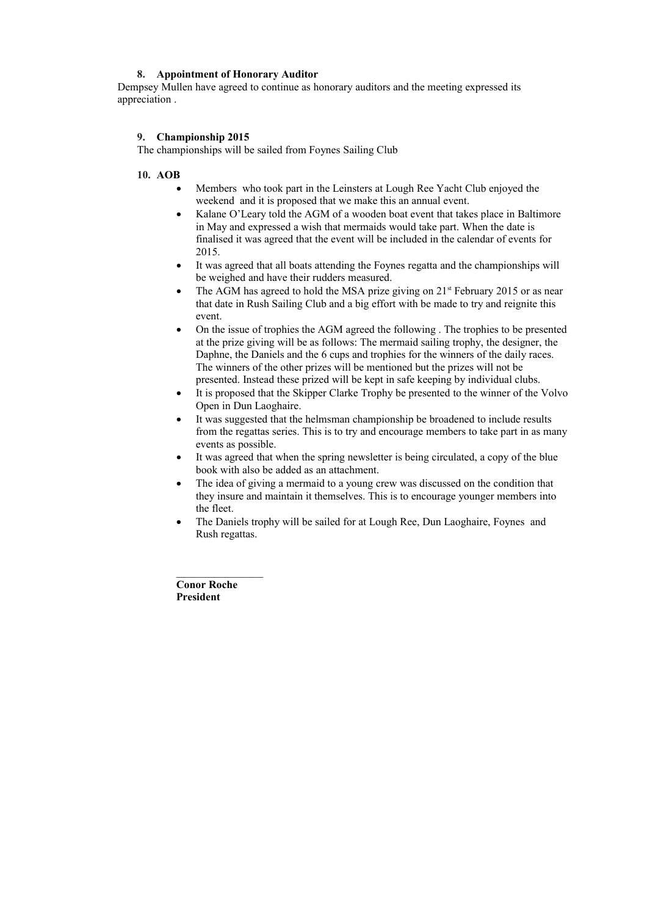**8. Appointment of Honorary Auditor**

Dempsey Mullen have agreed to continue as honorary auditors and the meeting expressed its appreciation .

**9. Championship 2015**

The championships will be sailed from Foynes Sailing Club

**10. AOB**

- Members who took part in the Leinsters at Lough Ree Yacht Club enjoyed the weekend and it is proposed that we make this an annual event.
- Kalane O'Leary told the AGM of a wooden boat event that takes place in Baltimore in May and expressed a wish that mermaids would take part. When the date is finalised it was agreed that the event will be included in the calendar of events for 2015.
- It was agreed that all boats attending the Foynes regatta and the championships will be weighed and have their rudders measured.
- The AGM has agreed to hold the MSA prize giving on 21st February 2015 or as near that date in Rush Sailing Club and a big effort with be made to try and reignite this event.
- On the issue of trophies the AGM agreed the following . The trophies to be presented at the prize giving will be as follows: The mermaid sailing trophy, the designer, the Daphne, the Daniels and the 6 cups and trophies for the winners of the daily races. The winners of the other prizes will be mentioned but the prizes will not be presented. Instead these prized will be kept in safe keeping by individual clubs.
- It is proposed that the Skipper Clarke Trophy be presented to the winner of the Volvo Open in Dun Laoghaire.
- It was suggested that the helmsman championship be broadened to include results from the regattas series. This is to try and encourage members to take part in as many events as possible.
- It was agreed that when the spring newsletter is being circulated, a copy of the blue book with also be added as an attachment.
- The idea of giving a mermaid to a young crew was discussed on the condition that they insure and maintain it themselves. This is to encourage younger members into the fleet.
- The Daniels trophy will be sailed for at Lough Ree, Dun Laoghaire, Foynes and Rush regattas.

\_\_\_\_\_\_\_\_\_\_\_\_\_\_\_\_

**Conor Roche**
**President**